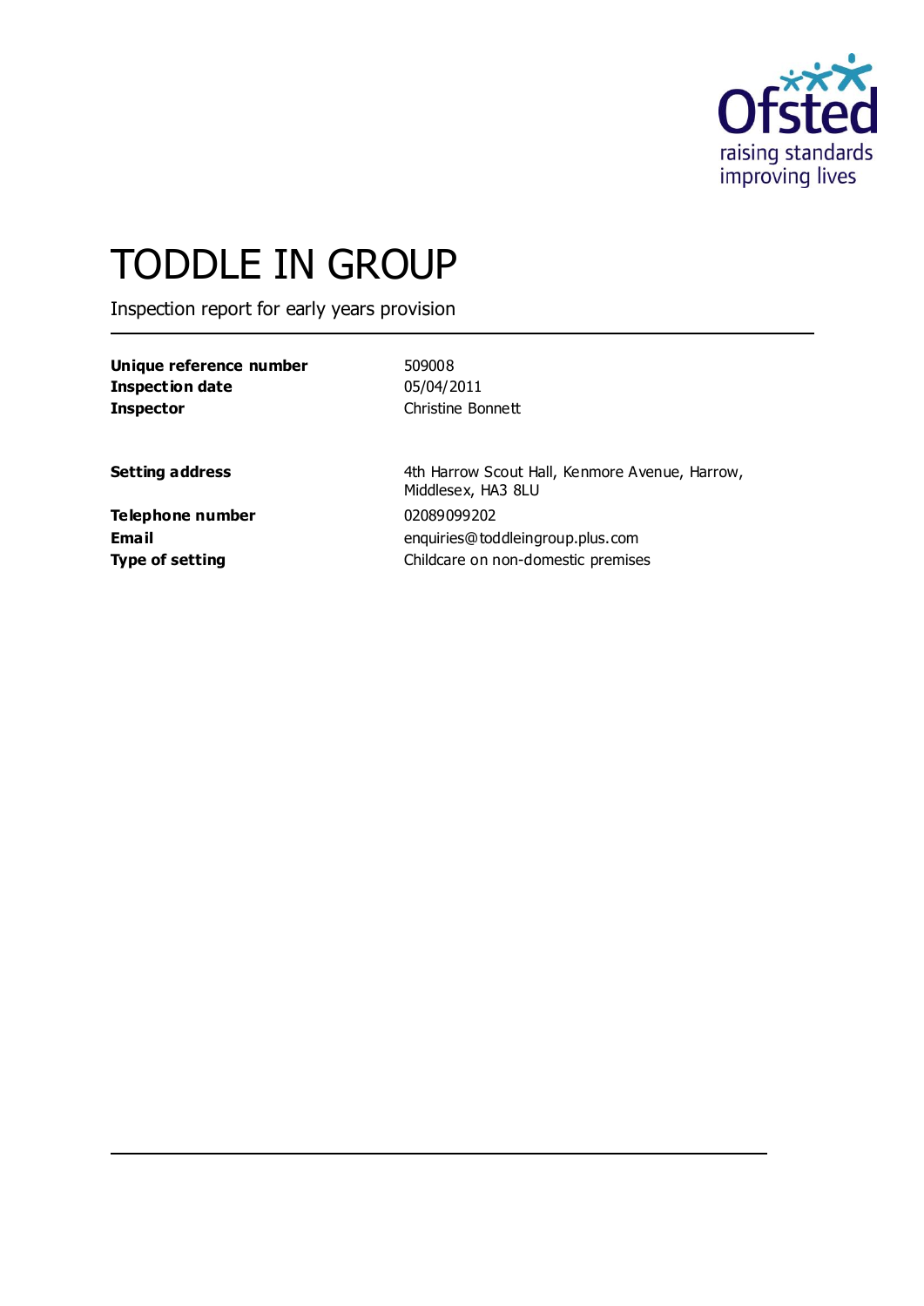# TODDLE IN GROUP

Inspection report for early years provision

| | |
|---|---|
| **Unique reference number** | 509008 |
| **Inspection date** | 05/04/2011 |
| **Inspector** | Christine Bonnett |

| | |
|---|---|
| **Setting address** | 4th Harrow Scout Hall, Kenmore Avenue, Harrow, Middlesex, HA3 8LU |
| **Telephone number** | 02089099202 |
| **Email** | enquiries@toddleingroup.plus.com |
| **Type of setting** | Childcare on non-domestic premises |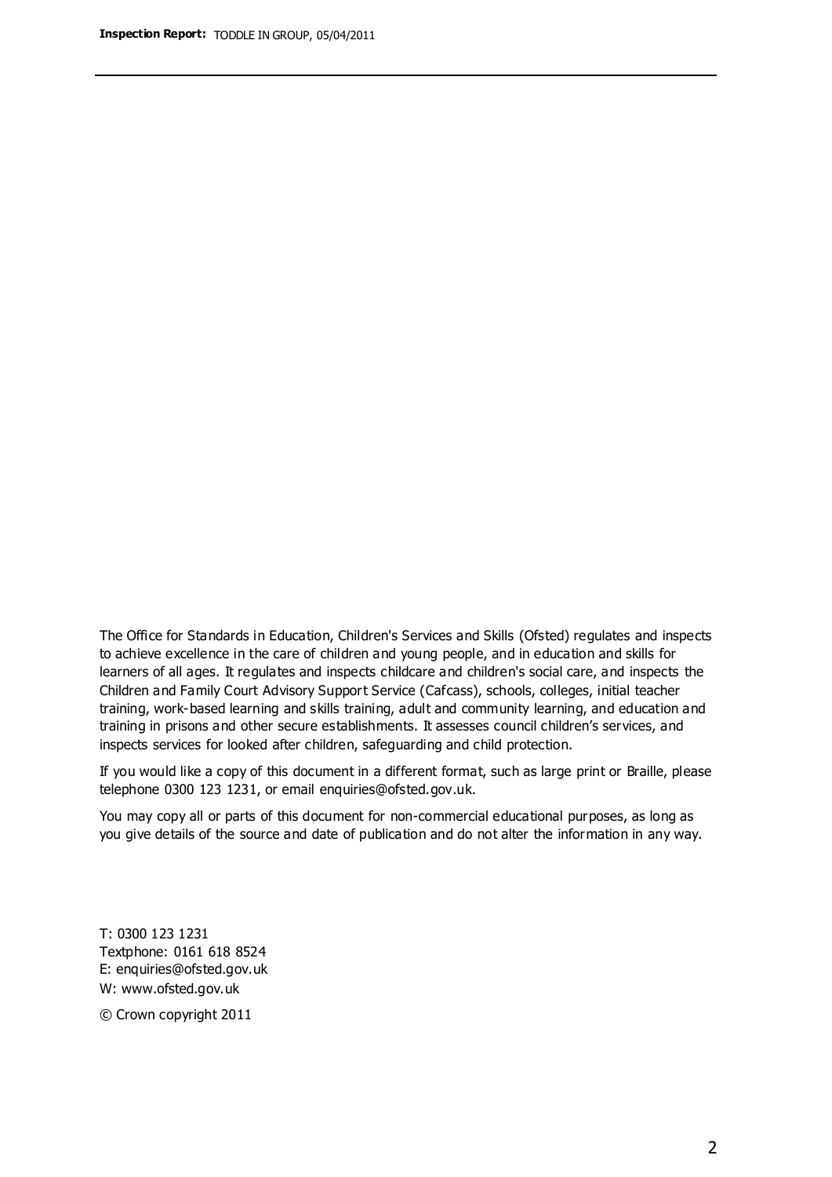The Office for Standards in Education, Children's Services and Skills (Ofsted) regulates and inspects to achieve excellence in the care of children and young people, and in education and skills for learners of all ages. It regulates and inspects childcare and children's social care, and inspects the Children and Family Court Advisory Support Service (Cafcass), schools, colleges, initial teacher training, work-based learning and skills training, adult and community learning, and education and training in prisons and other secure establishments. It assesses council children's services, and inspects services for looked after children, safeguarding and child protection.

If you would like a copy of this document in a different format, such as large print or Braille, please telephone 0300 123 1231, or email enquiries@ofsted.gov.uk.

You may copy all or parts of this document for non-commercial educational purposes, as long as you give details of the source and date of publication and do not alter the information in any way.

T: 0300 123 1231
Textphone: 0161 618 8524
E: enquiries@ofsted.gov.uk
W: www.ofsted.gov.uk

© Crown copyright 2011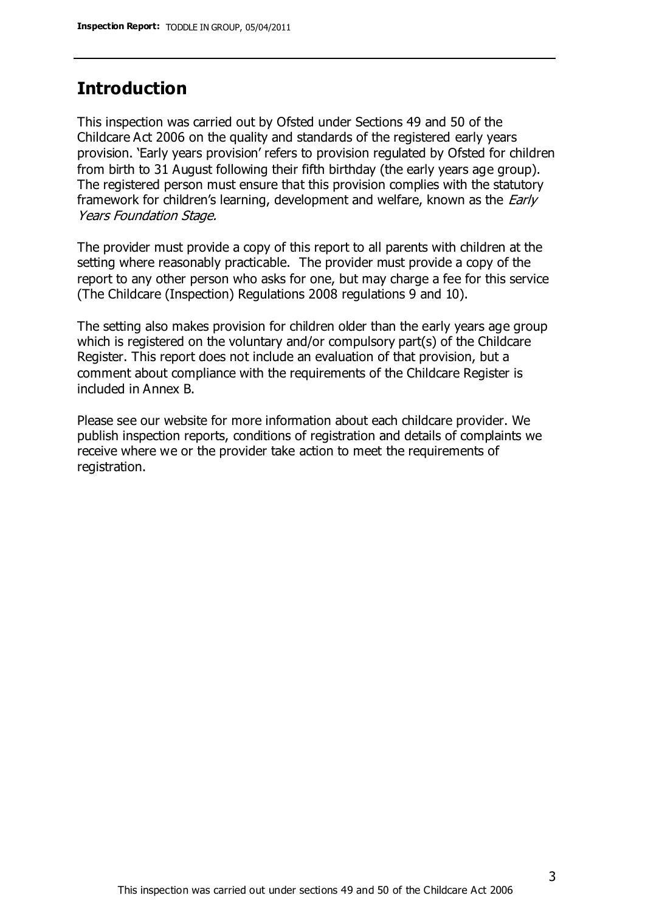## Introduction

This inspection was carried out by Ofsted under Sections 49 and 50 of the Childcare Act 2006 on the quality and standards of the registered early years provision. 'Early years provision' refers to provision regulated by Ofsted for children from birth to 31 August following their fifth birthday (the early years age group). The registered person must ensure that this provision complies with the statutory framework for children's learning, development and welfare, known as the *Early Years Foundation Stage.*

The provider must provide a copy of this report to all parents with children at the setting where reasonably practicable. The provider must provide a copy of the report to any other person who asks for one, but may charge a fee for this service (The Childcare (Inspection) Regulations 2008 regulations 9 and 10).

The setting also makes provision for children older than the early years age group which is registered on the voluntary and/or compulsory part(s) of the Childcare Register. This report does not include an evaluation of that provision, but a comment about compliance with the requirements of the Childcare Register is included in Annex B.

Please see our website for more information about each childcare provider. We publish inspection reports, conditions of registration and details of complaints we receive where we or the provider take action to meet the requirements of registration.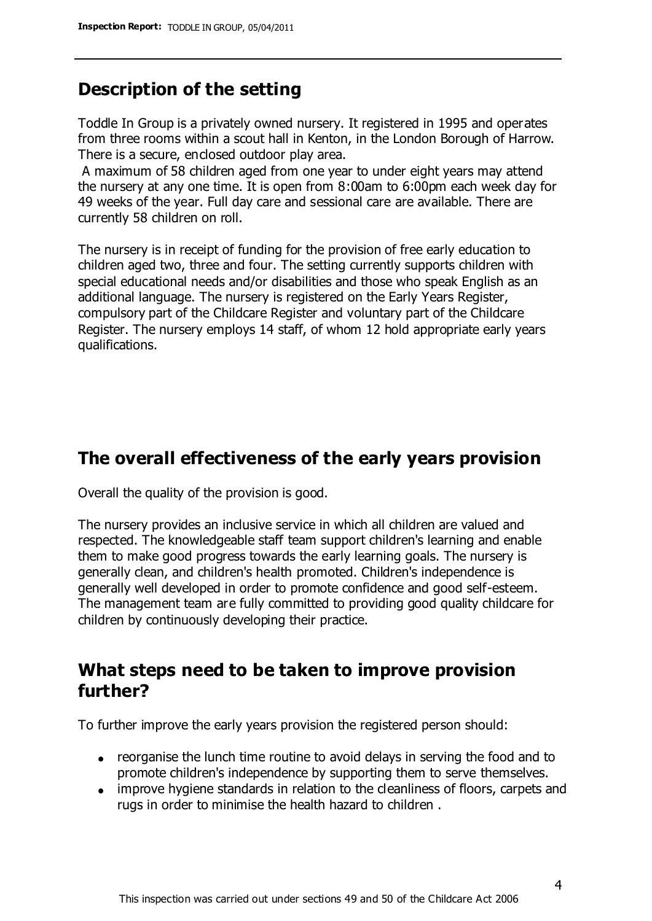## Description of the setting

Toddle In Group is a privately owned nursery. It registered in 1995 and operates from three rooms within a scout hall in Kenton, in the London Borough of Harrow. There is a secure, enclosed outdoor play area.

A maximum of 58 children aged from one year to under eight years may attend the nursery at any one time. It is open from 8:00am to 6:00pm each week day for 49 weeks of the year. Full day care and sessional care are available. There are currently 58 children on roll.

The nursery is in receipt of funding for the provision of free early education to children aged two, three and four. The setting currently supports children with special educational needs and/or disabilities and those who speak English as an additional language. The nursery is registered on the Early Years Register, compulsory part of the Childcare Register and voluntary part of the Childcare Register. The nursery employs 14 staff, of whom 12 hold appropriate early years qualifications.

## The overall effectiveness of the early years provision

Overall the quality of the provision is good.

The nursery provides an inclusive service in which all children are valued and respected. The knowledgeable staff team support children's learning and enable them to make good progress towards the early learning goals. The nursery is generally clean, and children's health promoted. Children's independence is generally well developed in order to promote confidence and good self-esteem. The management team are fully committed to providing good quality childcare for children by continuously developing their practice.

## What steps need to be taken to improve provision further?

To further improve the early years provision the registered person should:

- reorganise the lunch time routine to avoid delays in serving the food and to promote children's independence by supporting them to serve themselves.
- improve hygiene standards in relation to the cleanliness of floors, carpets and rugs in order to minimise the health hazard to children .

This inspection was carried out under sections 49 and 50 of the Childcare Act 2006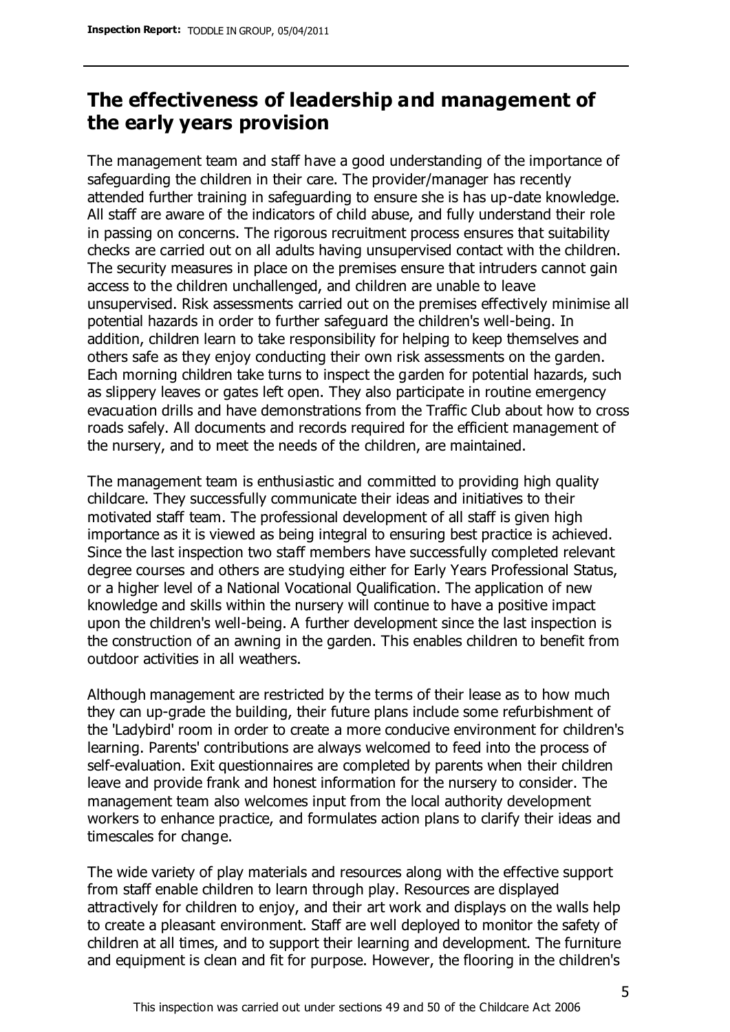## The effectiveness of leadership and management of the early years provision

The management team and staff have a good understanding of the importance of safeguarding the children in their care. The provider/manager has recently attended further training in safeguarding to ensure she is has up-date knowledge. All staff are aware of the indicators of child abuse, and fully understand their role in passing on concerns. The rigorous recruitment process ensures that suitability checks are carried out on all adults having unsupervised contact with the children. The security measures in place on the premises ensure that intruders cannot gain access to the children unchallenged, and children are unable to leave unsupervised. Risk assessments carried out on the premises effectively minimise all potential hazards in order to further safeguard the children's well-being. In addition, children learn to take responsibility for helping to keep themselves and others safe as they enjoy conducting their own risk assessments on the garden. Each morning children take turns to inspect the garden for potential hazards, such as slippery leaves or gates left open. They also participate in routine emergency evacuation drills and have demonstrations from the Traffic Club about how to cross roads safely. All documents and records required for the efficient management of the nursery, and to meet the needs of the children, are maintained.

The management team is enthusiastic and committed to providing high quality childcare. They successfully communicate their ideas and initiatives to their motivated staff team. The professional development of all staff is given high importance as it is viewed as being integral to ensuring best practice is achieved. Since the last inspection two staff members have successfully completed relevant degree courses and others are studying either for Early Years Professional Status, or a higher level of a National Vocational Qualification. The application of new knowledge and skills within the nursery will continue to have a positive impact upon the children's well-being. A further development since the last inspection is the construction of an awning in the garden. This enables children to benefit from outdoor activities in all weathers.

Although management are restricted by the terms of their lease as to how much they can up-grade the building, their future plans include some refurbishment of the 'Ladybird' room in order to create a more conducive environment for children's learning. Parents' contributions are always welcomed to feed into the process of self-evaluation. Exit questionnaires are completed by parents when their children leave and provide frank and honest information for the nursery to consider. The management team also welcomes input from the local authority development workers to enhance practice, and formulates action plans to clarify their ideas and timescales for change.

The wide variety of play materials and resources along with the effective support from staff enable children to learn through play. Resources are displayed attractively for children to enjoy, and their art work and displays on the walls help to create a pleasant environment. Staff are well deployed to monitor the safety of children at all times, and to support their learning and development. The furniture and equipment is clean and fit for purpose. However, the flooring in the children's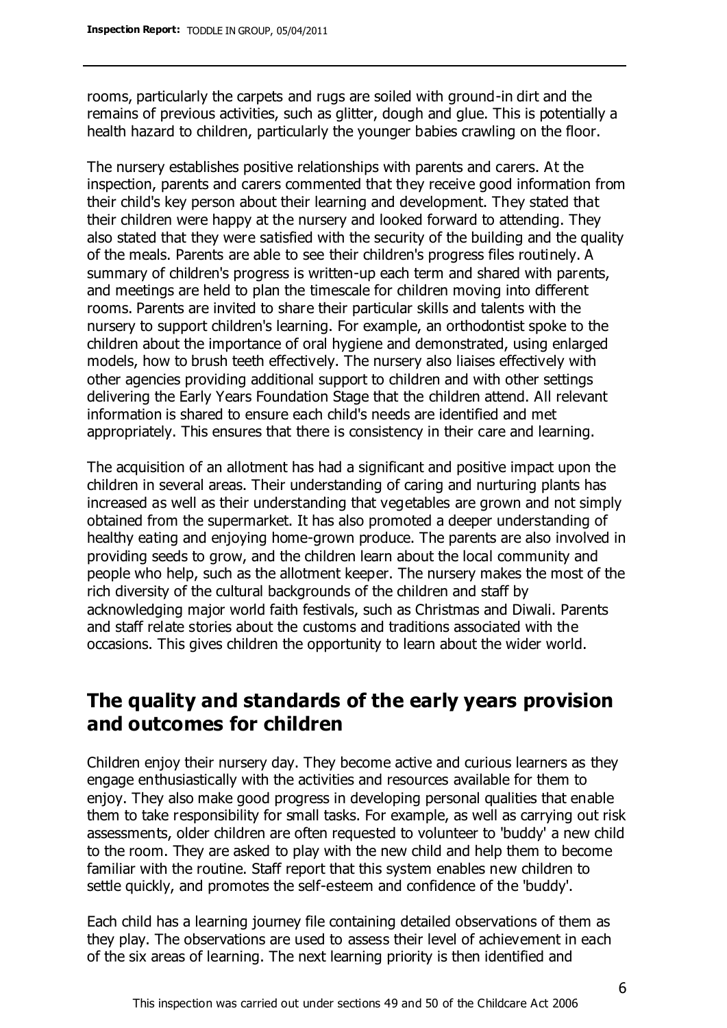rooms, particularly the carpets and rugs are soiled with ground-in dirt and the remains of previous activities, such as glitter, dough and glue. This is potentially a health hazard to children, particularly the younger babies crawling on the floor.

The nursery establishes positive relationships with parents and carers. At the inspection, parents and carers commented that they receive good information from their child's key person about their learning and development. They stated that their children were happy at the nursery and looked forward to attending. They also stated that they were satisfied with the security of the building and the quality of the meals. Parents are able to see their children's progress files routinely. A summary of children's progress is written-up each term and shared with parents, and meetings are held to plan the timescale for children moving into different rooms. Parents are invited to share their particular skills and talents with the nursery to support children's learning. For example, an orthodontist spoke to the children about the importance of oral hygiene and demonstrated, using enlarged models, how to brush teeth effectively. The nursery also liaises effectively with other agencies providing additional support to children and with other settings delivering the Early Years Foundation Stage that the children attend. All relevant information is shared to ensure each child's needs are identified and met appropriately. This ensures that there is consistency in their care and learning.

The acquisition of an allotment has had a significant and positive impact upon the children in several areas. Their understanding of caring and nurturing plants has increased as well as their understanding that vegetables are grown and not simply obtained from the supermarket. It has also promoted a deeper understanding of healthy eating and enjoying home-grown produce. The parents are also involved in providing seeds to grow, and the children learn about the local community and people who help, such as the allotment keeper. The nursery makes the most of the rich diversity of the cultural backgrounds of the children and staff by acknowledging major world faith festivals, such as Christmas and Diwali. Parents and staff relate stories about the customs and traditions associated with the occasions. This gives children the opportunity to learn about the wider world.

## The quality and standards of the early years provision and outcomes for children

Children enjoy their nursery day. They become active and curious learners as they engage enthusiastically with the activities and resources available for them to enjoy. They also make good progress in developing personal qualities that enable them to take responsibility for small tasks. For example, as well as carrying out risk assessments, older children are often requested to volunteer to 'buddy' a new child to the room. They are asked to play with the new child and help them to become familiar with the routine. Staff report that this system enables new children to settle quickly, and promotes the self-esteem and confidence of the 'buddy'.

Each child has a learning journey file containing detailed observations of them as they play. The observations are used to assess their level of achievement in each of the six areas of learning. The next learning priority is then identified and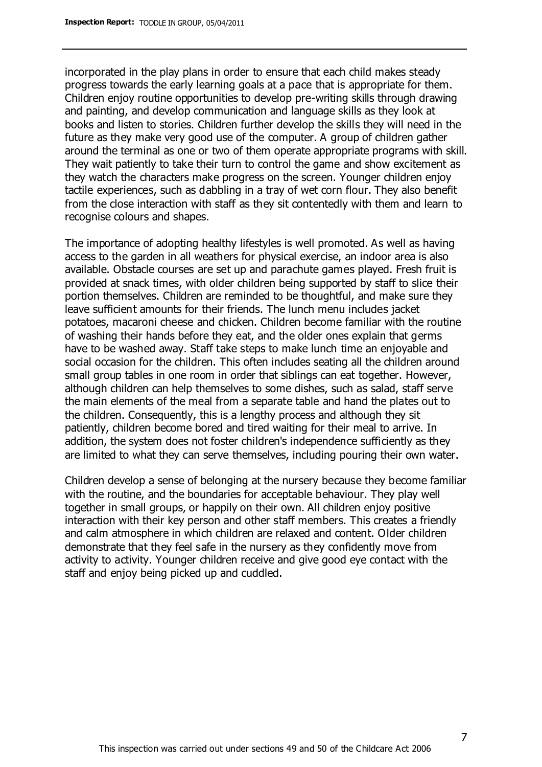incorporated in the play plans in order to ensure that each child makes steady progress towards the early learning goals at a pace that is appropriate for them. Children enjoy routine opportunities to develop pre-writing skills through drawing and painting, and develop communication and language skills as they look at books and listen to stories. Children further develop the skills they will need in the future as they make very good use of the computer. A group of children gather around the terminal as one or two of them operate appropriate programs with skill. They wait patiently to take their turn to control the game and show excitement as they watch the characters make progress on the screen. Younger children enjoy tactile experiences, such as dabbling in a tray of wet corn flour. They also benefit from the close interaction with staff as they sit contentedly with them and learn to recognise colours and shapes.

The importance of adopting healthy lifestyles is well promoted. As well as having access to the garden in all weathers for physical exercise, an indoor area is also available. Obstacle courses are set up and parachute games played. Fresh fruit is provided at snack times, with older children being supported by staff to slice their portion themselves. Children are reminded to be thoughtful, and make sure they leave sufficient amounts for their friends. The lunch menu includes jacket potatoes, macaroni cheese and chicken. Children become familiar with the routine of washing their hands before they eat, and the older ones explain that germs have to be washed away. Staff take steps to make lunch time an enjoyable and social occasion for the children. This often includes seating all the children around small group tables in one room in order that siblings can eat together. However, although children can help themselves to some dishes, such as salad, staff serve the main elements of the meal from a separate table and hand the plates out to the children. Consequently, this is a lengthy process and although they sit patiently, children become bored and tired waiting for their meal to arrive. In addition, the system does not foster children's independence sufficiently as they are limited to what they can serve themselves, including pouring their own water.

Children develop a sense of belonging at the nursery because they become familiar with the routine, and the boundaries for acceptable behaviour. They play well together in small groups, or happily on their own. All children enjoy positive interaction with their key person and other staff members. This creates a friendly and calm atmosphere in which children are relaxed and content. Older children demonstrate that they feel safe in the nursery as they confidently move from activity to activity. Younger children receive and give good eye contact with the staff and enjoy being picked up and cuddled.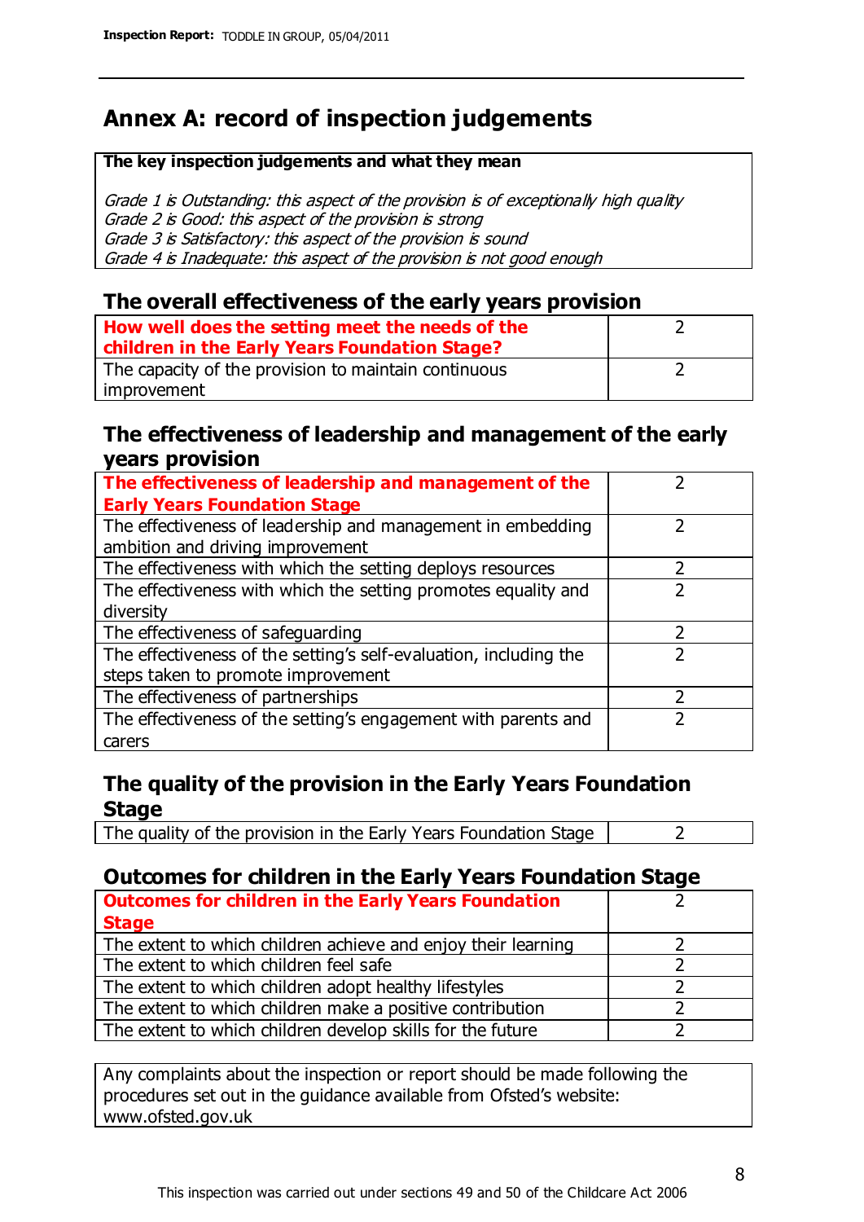# Annex A: record of inspection judgements

**The key inspection judgements and what they mean**

*Grade 1 is Outstanding: this aspect of the provision is of exceptionally high quality*
*Grade 2 is Good: this aspect of the provision is strong*
*Grade 3 is Satisfactory: this aspect of the provision is sound*
*Grade 4 is Inadequate: this aspect of the provision is not good enough*

## The overall effectiveness of the early years provision

| | |
|---|---|
| **How well does the setting meet the needs of the children in the Early Years Foundation Stage?** | 2 |
| The capacity of the provision to maintain continuous improvement | 2 |

## The effectiveness of leadership and management of the early years provision

| | |
|---|---|
| **The effectiveness of leadership and management of the Early Years Foundation Stage** | 2 |
| The effectiveness of leadership and management in embedding ambition and driving improvement | 2 |
| The effectiveness with which the setting deploys resources | 2 |
| The effectiveness with which the setting promotes equality and diversity | 2 |
| The effectiveness of safeguarding | 2 |
| The effectiveness of the setting's self-evaluation, including the steps taken to promote improvement | 2 |
| The effectiveness of partnerships | 2 |
| The effectiveness of the setting's engagement with parents and carers | 2 |

## The quality of the provision in the Early Years Foundation Stage

| | |
|---|---|
| The quality of the provision in the Early Years Foundation Stage | 2 |

## Outcomes for children in the Early Years Foundation Stage

| | |
|---|---|
| **Outcomes for children in the Early Years Foundation Stage** | 2 |
| The extent to which children achieve and enjoy their learning | 2 |
| The extent to which children feel safe | 2 |
| The extent to which children adopt healthy lifestyles | 2 |
| The extent to which children make a positive contribution | 2 |
| The extent to which children develop skills for the future | 2 |

Any complaints about the inspection or report should be made following the procedures set out in the guidance available from Ofsted's website: www.ofsted.gov.uk

This inspection was carried out under sections 49 and 50 of the Childcare Act 2006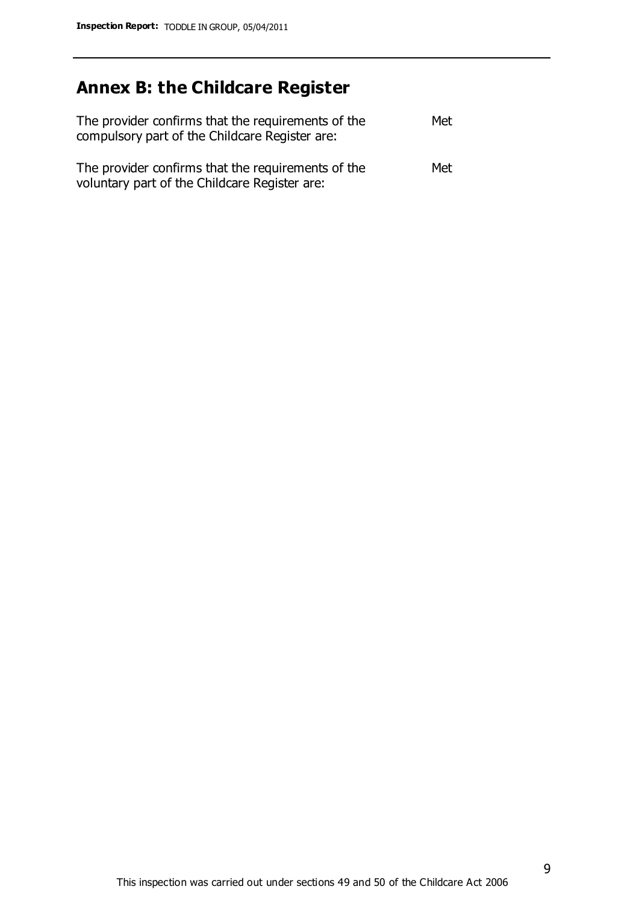## Annex B: the Childcare Register

| | |
|---|---|
| The provider confirms that the requirements of the compulsory part of the Childcare Register are: | Met |
| The provider confirms that the requirements of the voluntary part of the Childcare Register are: | Met |